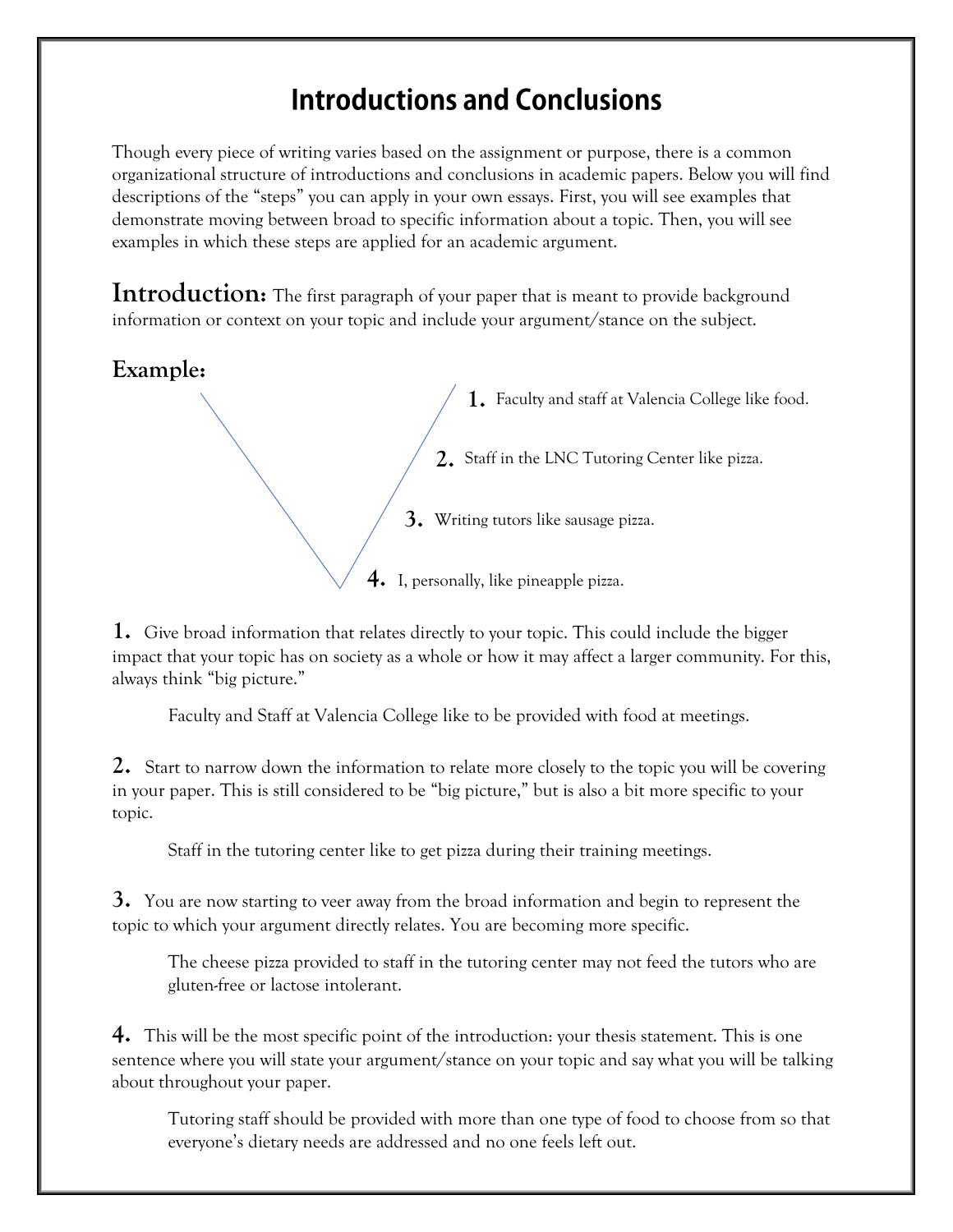# Introductions and Conclusions

Though every piece of writing varies based on the assignment or purpose, there is a common organizational structure of introductions and conclusions in academic papers. Below you will find descriptions of the "steps" you can apply in your own essays. First, you will see examples that demonstrate moving between broad to specific information about a topic. Then, you will see examples in which these steps are applied for an academic argument.

## Introduction:

The first paragraph of your paper that is meant to provide background information or context on your topic and include your argument/stance on the subject.

### Example:

1. Faculty and staff at Valencia College like food.
2. Staff in the LNC Tutoring Center like pizza.
3. Writing tutors like sausage pizza.
4. I, personally, like pineapple pizza.

**1.** Give broad information that relates directly to your topic. This could include the bigger impact that your topic has on society as a whole or how it may affect a larger community. For this, always think "big picture."

> Faculty and Staff at Valencia College like to be provided with food at meetings.

**2.** Start to narrow down the information to relate more closely to the topic you will be covering in your paper. This is still considered to be "big picture," but is also a bit more specific to your topic.

> Staff in the tutoring center like to get pizza during their training meetings.

**3.** You are now starting to veer away from the broad information and begin to represent the topic to which your argument directly relates. You are becoming more specific.

> The cheese pizza provided to staff in the tutoring center may not feed the tutors who are gluten-free or lactose intolerant.

**4.** This will be the most specific point of the introduction: your thesis statement. This is one sentence where you will state your argument/stance on your topic and say what you will be talking about throughout your paper.

> Tutoring staff should be provided with more than one type of food to choose from so that everyone's dietary needs are addressed and no one feels left out.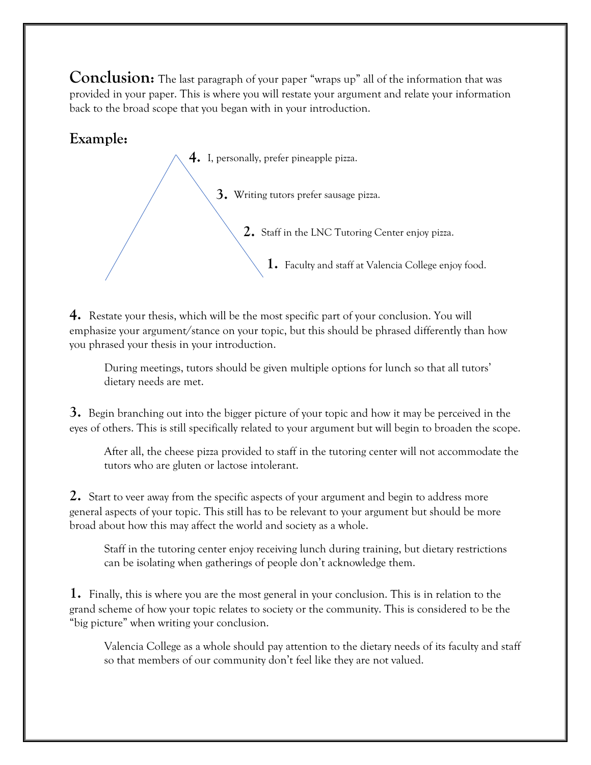**Conclusion:** The last paragraph of your paper "wraps up" all of the information that was provided in your paper. This is where you will restate your argument and relate your information back to the broad scope that you began with in your introduction.

## Example:

**4.** I, personally, prefer pineapple pizza.

**3.** Writing tutors prefer sausage pizza.

**2.** Staff in the LNC Tutoring Center enjoy pizza.

**1.** Faculty and staff at Valencia College enjoy food.

**4.** Restate your thesis, which will be the most specific part of your conclusion. You will emphasize your argument/stance on your topic, but this should be phrased differently than how you phrased your thesis in your introduction.

> During meetings, tutors should be given multiple options for lunch so that all tutors' dietary needs are met.

**3.** Begin branching out into the bigger picture of your topic and how it may be perceived in the eyes of others. This is still specifically related to your argument but will begin to broaden the scope.

> After all, the cheese pizza provided to staff in the tutoring center will not accommodate the tutors who are gluten or lactose intolerant.

**2.** Start to veer away from the specific aspects of your argument and begin to address more general aspects of your topic. This still has to be relevant to your argument but should be more broad about how this may affect the world and society as a whole.

> Staff in the tutoring center enjoy receiving lunch during training, but dietary restrictions can be isolating when gatherings of people don't acknowledge them.

**1.** Finally, this is where you are the most general in your conclusion. This is in relation to the grand scheme of how your topic relates to society or the community. This is considered to be the "big picture" when writing your conclusion.

> Valencia College as a whole should pay attention to the dietary needs of its faculty and staff so that members of our community don't feel like they are not valued.